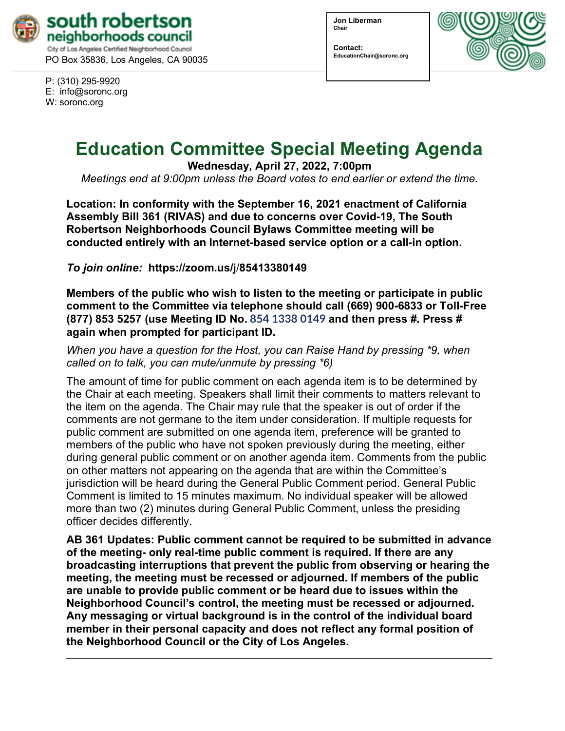**south robertson**
**neighborhoods council**
City of Los Angeles Certified Neighborhood Council
PO Box 35836, Los Angeles, CA 90035

P: (310) 295-9920
E: info@soronc.org
W: soronc.org

**Jon Liberman**
**Chair**

**Contact:**
**EducationChair@soronc.org**

# Education Committee Special Meeting Agenda

**Wednesday, April 27, 2022, 7:00pm**

*Meetings end at 9:00pm unless the Board votes to end earlier or extend the time.*

**Location: In conformity with the September 16, 2021 enactment of California Assembly Bill 361 (RIVAS) and due to concerns over Covid-19, The South Robertson Neighborhoods Council Bylaws Committee meeting will be conducted entirely with an Internet-based service option or a call-in option.**

***To join online:*** **https://zoom.us/j/85413380149**

**Members of the public who wish to listen to the meeting or participate in public comment to the Committee via telephone should call (669) 900-6833 or Toll-Free (877) 853 5257 (use Meeting ID No. 854 1338 0149 and then press #. Press # again when prompted for participant ID.**

*When you have a question for the Host, you can Raise Hand by pressing \*9, when called on to talk, you can mute/unmute by pressing \*6)*

The amount of time for public comment on each agenda item is to be determined by the Chair at each meeting. Speakers shall limit their comments to matters relevant to the item on the agenda. The Chair may rule that the speaker is out of order if the comments are not germane to the item under consideration. If multiple requests for public comment are submitted on one agenda item, preference will be granted to members of the public who have not spoken previously during the meeting, either during general public comment or on another agenda item. Comments from the public on other matters not appearing on the agenda that are within the Committee's jurisdiction will be heard during the General Public Comment period. General Public Comment is limited to 15 minutes maximum. No individual speaker will be allowed more than two (2) minutes during General Public Comment, unless the presiding officer decides differently.

**AB 361 Updates: Public comment cannot be required to be submitted in advance of the meeting- only real-time public comment is required. If there are any broadcasting interruptions that prevent the public from observing or hearing the meeting, the meeting must be recessed or adjourned. If members of the public are unable to provide public comment or be heard due to issues within the Neighborhood Council's control, the meeting must be recessed or adjourned. Any messaging or virtual background is in the control of the individual board member in their personal capacity and does not reflect any formal position of the Neighborhood Council or the City of Los Angeles.**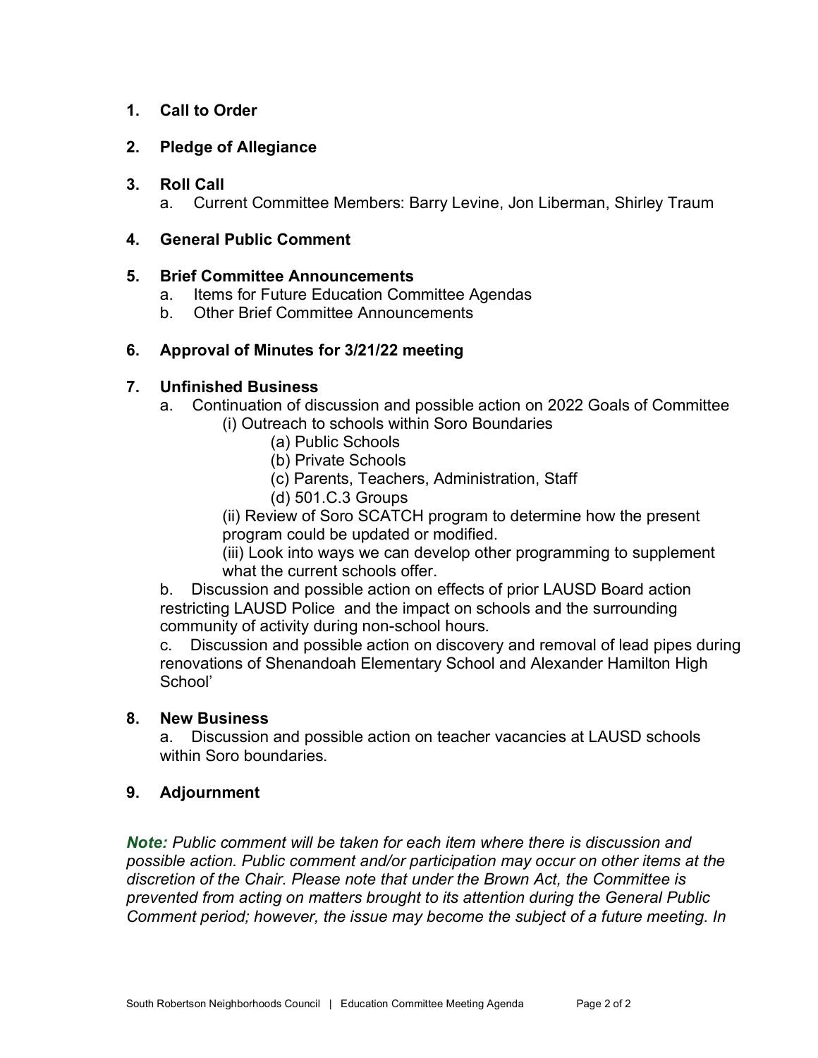1. **Call to Order**

2. **Pledge of Allegiance**

3. **Roll Call**
   a. Current Committee Members: Barry Levine, Jon Liberman, Shirley Traum

4. **General Public Comment**

5. **Brief Committee Announcements**
   a. Items for Future Education Committee Agendas
   b. Other Brief Committee Announcements

6. **Approval of Minutes for 3/21/22 meeting**

7. **Unfinished Business**
   a. Continuation of discussion and possible action on 2022 Goals of Committee
      (i) Outreach to schools within Soro Boundaries
         (a) Public Schools
         (b) Private Schools
         (c) Parents, Teachers, Administration, Staff
         (d) 501.C.3 Groups
      (ii) Review of Soro SCATCH program to determine how the present program could be updated or modified.
      (iii) Look into ways we can develop other programming to supplement what the current schools offer.

   b. Discussion and possible action on effects of prior LAUSD Board action restricting LAUSD Police and the impact on schools and the surrounding community of activity during non-school hours.

   c. Discussion and possible action on discovery and removal of lead pipes during renovations of Shenandoah Elementary School and Alexander Hamilton High School'

8. **New Business**
   a. Discussion and possible action on teacher vacancies at LAUSD schools within Soro boundaries.

9. **Adjournment**

***Note:*** *Public comment will be taken for each item where there is discussion and possible action. Public comment and/or participation may occur on other items at the discretion of the Chair. Please note that under the Brown Act, the Committee is prevented from acting on matters brought to its attention during the General Public Comment period; however, the issue may become the subject of a future meeting. In*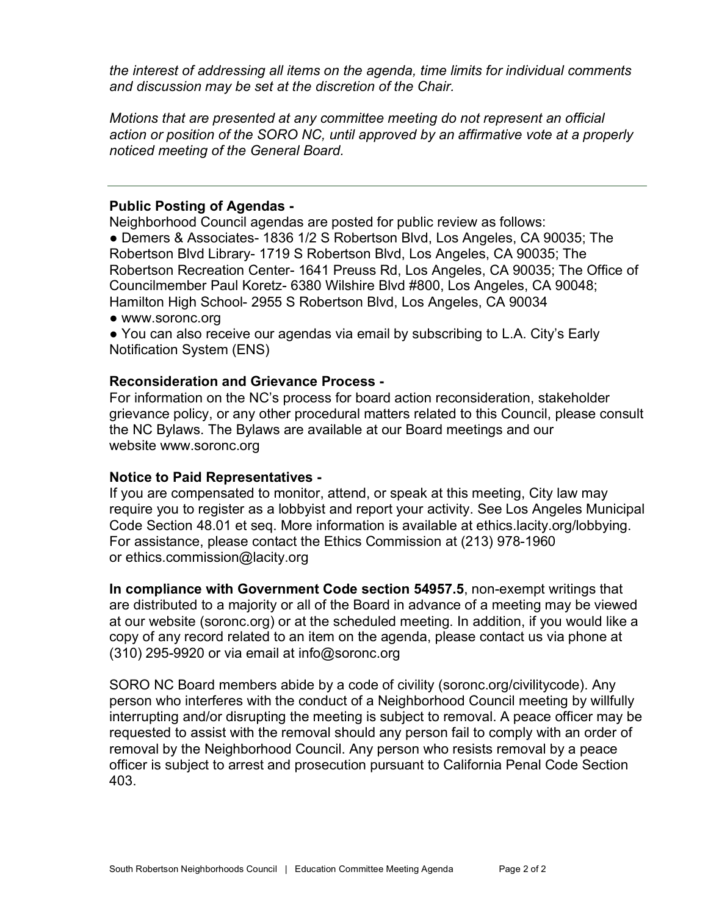*the interest of addressing all items on the agenda, time limits for individual comments and discussion may be set at the discretion of the Chair.*

*Motions that are presented at any committee meeting do not represent an official action or position of the SORO NC, until approved by an affirmative vote at a properly noticed meeting of the General Board.*

---

**Public Posting of Agendas -**
Neighborhood Council agendas are posted for public review as follows:

- Demers & Associates- 1836 1/2 S Robertson Blvd, Los Angeles, CA 90035; The Robertson Blvd Library- 1719 S Robertson Blvd, Los Angeles, CA 90035; The Robertson Recreation Center- 1641 Preuss Rd, Los Angeles, CA 90035; The Office of Councilmember Paul Koretz- 6380 Wilshire Blvd #800, Los Angeles, CA 90048; Hamilton High School- 2955 S Robertson Blvd, Los Angeles, CA 90034
- www.soronc.org
- You can also receive our agendas via email by subscribing to L.A. City's Early Notification System (ENS)

**Reconsideration and Grievance Process -**
For information on the NC's process for board action reconsideration, stakeholder grievance policy, or any other procedural matters related to this Council, please consult the NC Bylaws. The Bylaws are available at our Board meetings and our website www.soronc.org

**Notice to Paid Representatives -**
If you are compensated to monitor, attend, or speak at this meeting, City law may require you to register as a lobbyist and report your activity. See Los Angeles Municipal Code Section 48.01 et seq. More information is available at ethics.lacity.org/lobbying. For assistance, please contact the Ethics Commission at (213) 978-1960 or ethics.commission@lacity.org

**In compliance with Government Code section 54957.5**, non-exempt writings that are distributed to a majority or all of the Board in advance of a meeting may be viewed at our website (soronc.org) or at the scheduled meeting. In addition, if you would like a copy of any record related to an item on the agenda, please contact us via phone at (310) 295-9920 or via email at info@soronc.org

SORO NC Board members abide by a code of civility (soronc.org/civilitycode). Any person who interferes with the conduct of a Neighborhood Council meeting by willfully interrupting and/or disrupting the meeting is subject to removal. A peace officer may be requested to assist with the removal should any person fail to comply with an order of removal by the Neighborhood Council. Any person who resists removal by a peace officer is subject to arrest and prosecution pursuant to California Penal Code Section 403.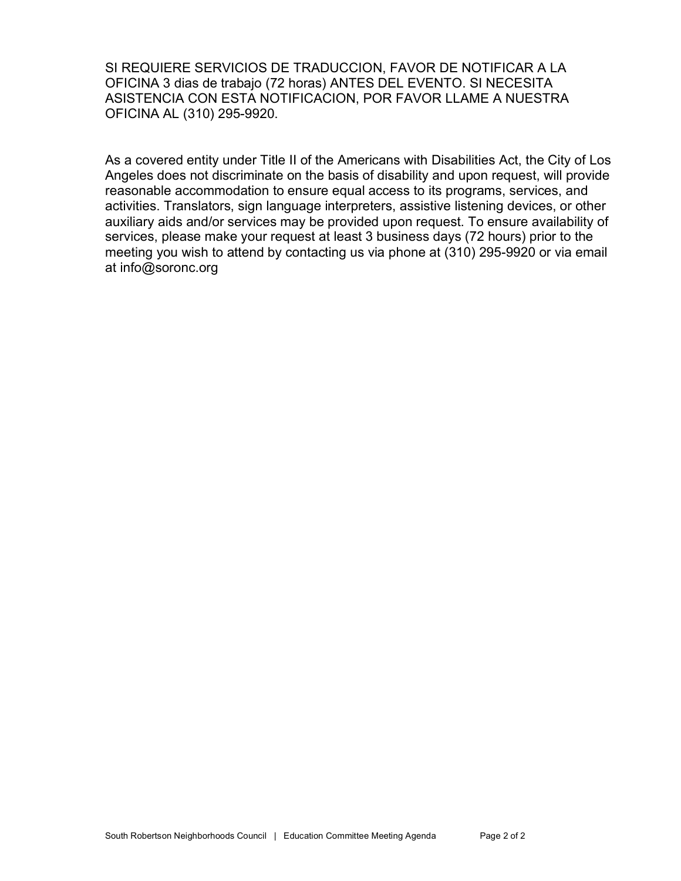SI REQUIERE SERVICIOS DE TRADUCCION, FAVOR DE NOTIFICAR A LA OFICINA 3 dias de trabajo (72 horas) ANTES DEL EVENTO. SI NECESITA ASISTENCIA CON ESTA NOTIFICACION, POR FAVOR LLAME A NUESTRA OFICINA AL (310) 295-9920.

As a covered entity under Title II of the Americans with Disabilities Act, the City of Los Angeles does not discriminate on the basis of disability and upon request, will provide reasonable accommodation to ensure equal access to its programs, services, and activities. Translators, sign language interpreters, assistive listening devices, or other auxiliary aids and/or services may be provided upon request. To ensure availability of services, please make your request at least 3 business days (72 hours) prior to the meeting you wish to attend by contacting us via phone at (310) 295-9920 or via email at info@soronc.org